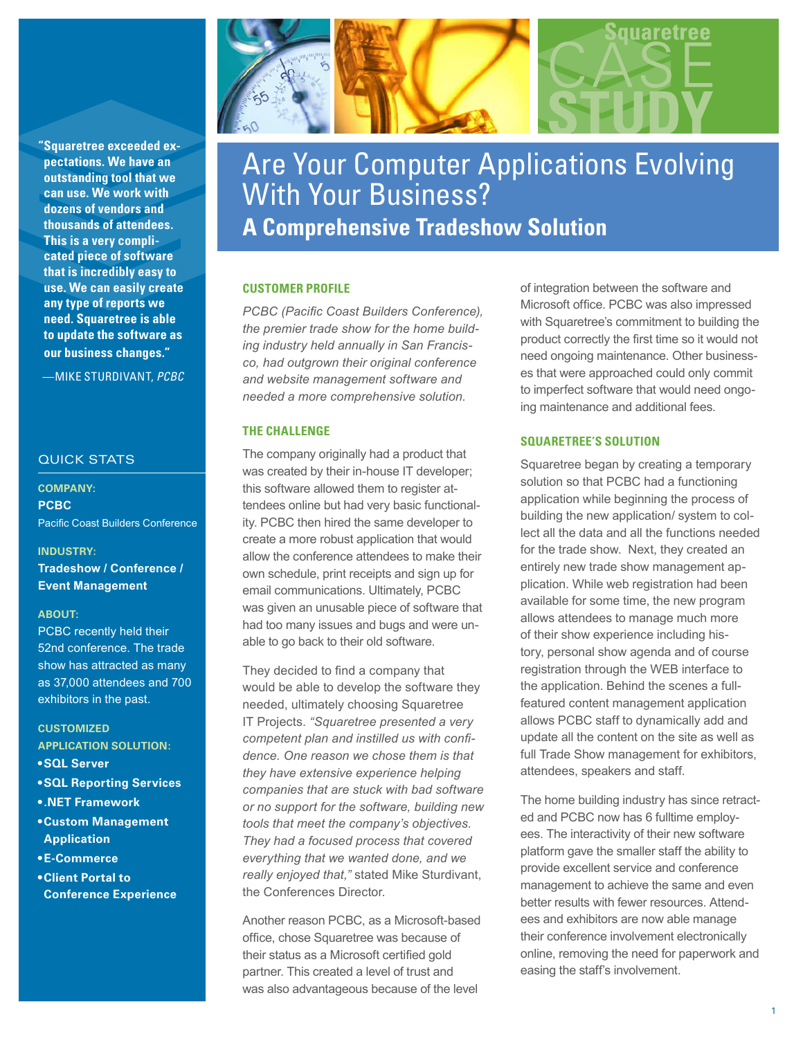Squaretree CASE STUDY

# Are Your Computer Applications Evolving With Your Business?

## A Comprehensive Tradeshow Solution

**"Squaretree exceeded expectations. We have an outstanding tool that we can use. We work with dozens of vendors and thousands of attendees. This is a very complicated piece of software that is incredibly easy to use. We can easily create any type of reports we need. Squaretree is able to update the software as our business changes."**

—MIKE STURDIVANT, *PCBC*

### QUICK STATS

**COMPANY:**
**PCBC**
Pacific Coast Builders Conference

**INDUSTRY:**
**Tradeshow / Conference / Event Management**

**ABOUT:**
PCBC recently held their 52nd conference. The trade show has attracted as many as 37,000 attendees and 700 exhibitors in the past.

**CUSTOMIZED APPLICATION SOLUTION:**
- **SQL Server**
- **SQL Reporting Services**
- **.NET Framework**
- **Custom Management Application**
- **E-Commerce**
- **Client Portal to Conference Experience**

### CUSTOMER PROFILE

*PCBC (Pacific Coast Builders Conference), the premier trade show for the home building industry held annually in San Francisco, had outgrown their original conference and website management software and needed a more comprehensive solution.*

### THE CHALLENGE

The company originally had a product that was created by their in-house IT developer; this software allowed them to register attendees online but had very basic functionality. PCBC then hired the same developer to create a more robust application that would allow the conference attendees to make their own schedule, print receipts and sign up for email communications. Ultimately, PCBC was given an unusable piece of software that had too many issues and bugs and were unable to go back to their old software.

They decided to find a company that would be able to develop the software they needed, ultimately choosing Squaretree IT Projects. *"Squaretree presented a very competent plan and instilled us with confidence. One reason we chose them is that they have extensive experience helping companies that are stuck with bad software or no support for the software, building new tools that meet the company's objectives. They had a focused process that covered everything that we wanted done, and we really enjoyed that,"* stated Mike Sturdivant, the Conferences Director.

Another reason PCBC, as a Microsoft-based office, chose Squaretree was because of their status as a Microsoft certified gold partner. This created a level of trust and was also advantageous because of the level of integration between the software and Microsoft office. PCBC was also impressed with Squaretree's commitment to building the product correctly the first time so it would not need ongoing maintenance. Other businesses that were approached could only commit to imperfect software that would need ongoing maintenance and additional fees.

### SQUARETREE'S SOLUTION

Squaretree began by creating a temporary solution so that PCBC had a functioning application while beginning the process of building the new application/ system to collect all the data and all the functions needed for the trade show. Next, they created an entirely new trade show management application. While web registration had been available for some time, the new program allows attendees to manage much more of their show experience including history, personal show agenda and of course registration through the WEB interface to the application. Behind the scenes a full-featured content management application allows PCBC staff to dynamically add and update all the content on the site as well as full Trade Show management for exhibitors, attendees, speakers and staff.

The home building industry has since retracted and PCBC now has 6 fulltime employees. The interactivity of their new software platform gave the smaller staff the ability to provide excellent service and conference management to achieve the same and even better results with fewer resources. Attendees and exhibitors are now able manage their conference involvement electronically online, removing the need for paperwork and easing the staff's involvement.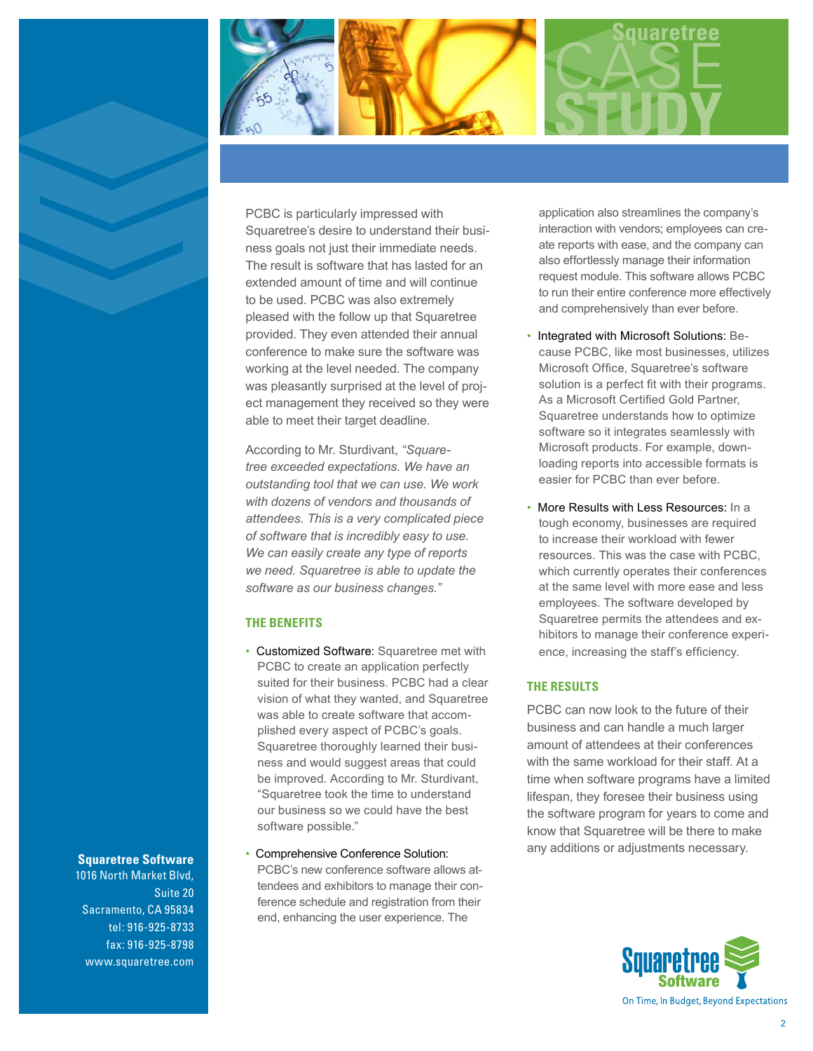PCBC is particularly impressed with Squaretree's desire to understand their business goals not just their immediate needs. The result is software that has lasted for an extended amount of time and will continue to be used. PCBC was also extremely pleased with the follow up that Squaretree provided. They even attended their annual conference to make sure the software was working at the level needed. The company was pleasantly surprised at the level of project management they received so they were able to meet their target deadline.

According to Mr. Sturdivant, *"Squaretree exceeded expectations. We have an outstanding tool that we can use. We work with dozens of vendors and thousands of attendees. This is a very complicated piece of software that is incredibly easy to use. We can easily create any type of reports we need. Squaretree is able to update the software as our business changes."*

## THE BENEFITS

- Customized Software: Squaretree met with PCBC to create an application perfectly suited for their business. PCBC had a clear vision of what they wanted, and Squaretree was able to create software that accomplished every aspect of PCBC's goals. Squaretree thoroughly learned their business and would suggest areas that could be improved. According to Mr. Sturdivant, "Squaretree took the time to understand our business so we could have the best software possible."
- Comprehensive Conference Solution: PCBC's new conference software allows attendees and exhibitors to manage their conference schedule and registration from their end, enhancing the user experience. The application also streamlines the company's interaction with vendors; employees can create reports with ease, and the company can also effortlessly manage their information request module. This software allows PCBC to run their entire conference more effectively and comprehensively than ever before.
- Integrated with Microsoft Solutions: Because PCBC, like most businesses, utilizes Microsoft Office, Squaretree's software solution is a perfect fit with their programs. As a Microsoft Certified Gold Partner, Squaretree understands how to optimize software so it integrates seamlessly with Microsoft products. For example, downloading reports into accessible formats is easier for PCBC than ever before.
- More Results with Less Resources: In a tough economy, businesses are required to increase their workload with fewer resources. This was the case with PCBC, which currently operates their conferences at the same level with more ease and less employees. The software developed by Squaretree permits the attendees and exhibitors to manage their conference experience, increasing the staff's efficiency.

## THE RESULTS

PCBC can now look to the future of their business and can handle a much larger amount of attendees at their conferences with the same workload for their staff. At a time when software programs have a limited lifespan, they foresee their business using the software program for years to come and know that Squaretree will be there to make any additions or adjustments necessary.

**Squaretree Software**
1016 North Market Blvd,
Suite 20
Sacramento, CA 95834
tel: 916-925-8733
fax: 916-925-8798
www.squaretree.com

On Time, In Budget, Beyond Expectations